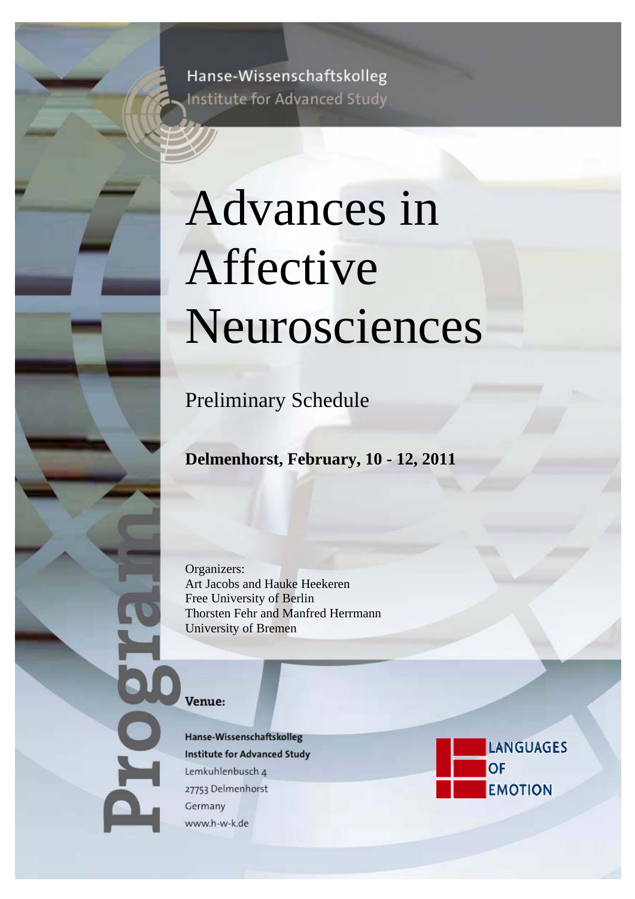Hanse-Wissenschaftskolleg
Institute for Advanced Study

# Advances in Affective Neurosciences

## Preliminary Schedule

**Delmenhorst, February, 10 - 12, 2011**

Organizers:
Art Jacobs and Hauke Heekeren
Free University of Berlin
Thorsten Fehr and Manfred Herrmann
University of Bremen

**Venue:**

**Hanse-Wissenschaftskolleg**
**Institute for Advanced Study**
Lemkuhlenbusch 4
27753 Delmenhorst
Germany
www.h-w-k.de

LANGUAGES OF EMOTION

Program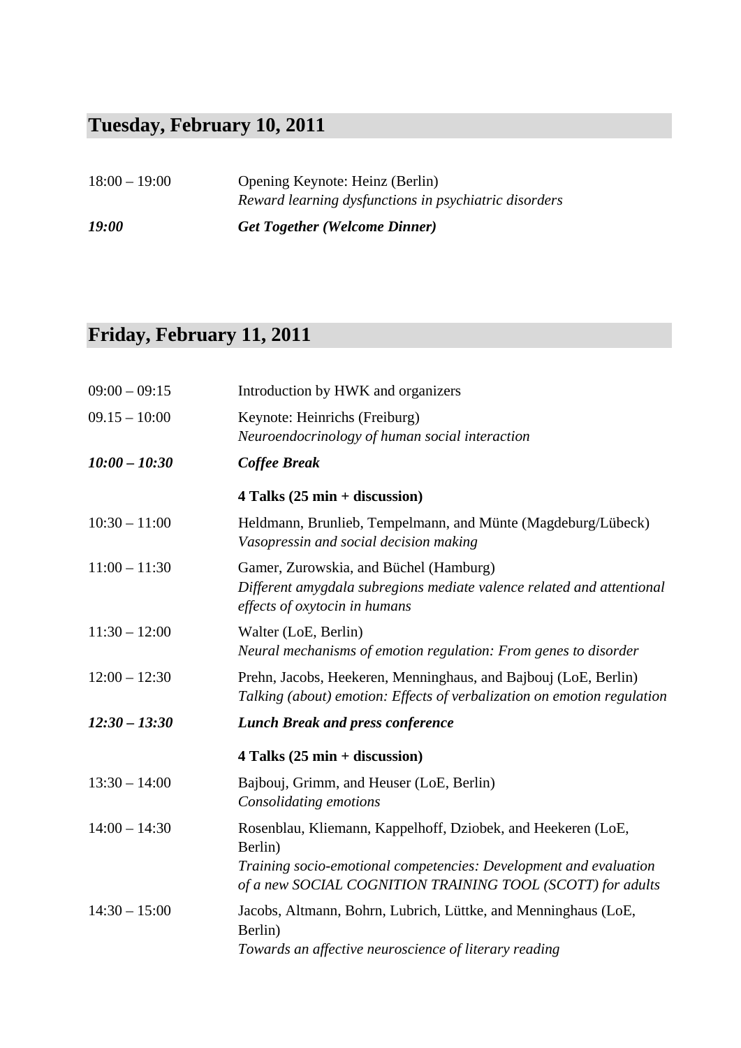## Tuesday, February 10, 2011

| | |
|---|---|
| 18:00 – 19:00 | Opening Keynote: Heinz (Berlin)<br>*Reward learning dysfunctions in psychiatric disorders* |
| ***19:00*** | ***Get Together (Welcome Dinner)*** |

## Friday, February 11, 2011

| | |
|---|---|
| 09:00 – 09:15 | Introduction by HWK and organizers |
| 09.15 – 10:00 | Keynote: Heinrichs (Freiburg)<br>*Neuroendocrinology of human social interaction* |
| ***10:00 – 10:30*** | ***Coffee Break*** |
| | **4 Talks (25 min + discussion)** |
| 10:30 – 11:00 | Heldmann, Brunlieb, Tempelmann, and Münte (Magdeburg/Lübeck)<br>*Vasopressin and social decision making* |
| 11:00 – 11:30 | Gamer, Zurowskia, and Büchel (Hamburg)<br>*Different amygdala subregions mediate valence related and attentional effects of oxytocin in humans* |
| 11:30 – 12:00 | Walter (LoE, Berlin)<br>*Neural mechanisms of emotion regulation: From genes to disorder* |
| 12:00 – 12:30 | Prehn, Jacobs, Heekeren, Menninghaus, and Bajbouj (LoE, Berlin)<br>*Talking (about) emotion: Effects of verbalization on emotion regulation* |
| ***12:30 – 13:30*** | ***Lunch Break and press conference*** |
| | **4 Talks (25 min + discussion)** |
| 13:30 – 14:00 | Bajbouj, Grimm, and Heuser (LoE, Berlin)<br>*Consolidating emotions* |
| 14:00 – 14:30 | Rosenblau, Kliemann, Kappelhoff, Dziobek, and Heekeren (LoE, Berlin)<br>*Training socio-emotional competencies: Development and evaluation of a new SOCIAL COGNITION TRAINING TOOL (SCOTT) for adults* |
| 14:30 – 15:00 | Jacobs, Altmann, Bohrn, Lubrich, Lüttke, and Menninghaus (LoE, Berlin)<br>*Towards an affective neuroscience of literary reading* |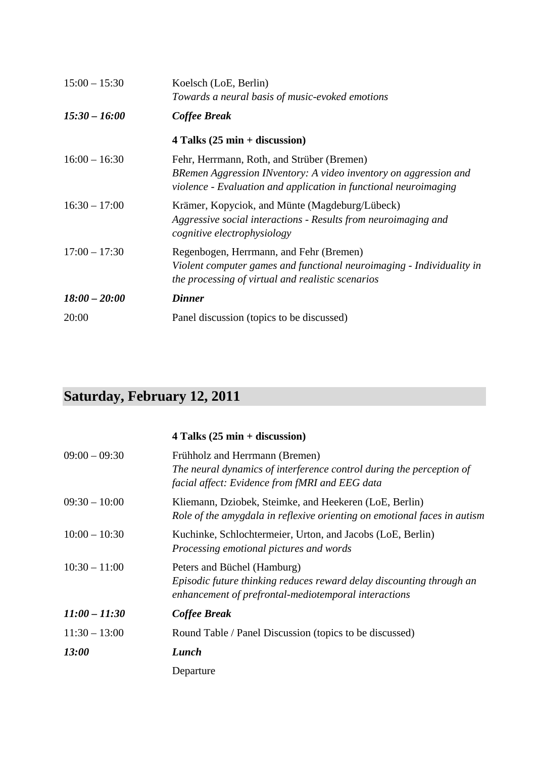| | |
|---|---|
| 15:00 – 15:30 | Koelsch (LoE, Berlin)<br>*Towards a neural basis of music-evoked emotions* |
| ***15:30 – 16:00*** | ***Coffee Break*** |
| | **4 Talks (25 min + discussion)** |
| 16:00 – 16:30 | Fehr, Herrmann, Roth, and Strüber (Bremen)<br>*BRemen Aggression INventory: A video inventory on aggression and violence - Evaluation and application in functional neuroimaging* |
| 16:30 – 17:00 | Krämer, Kopyciok, and Münte (Magdeburg/Lübeck)<br>*Aggressive social interactions - Results from neuroimaging and cognitive electrophysiology* |
| 17:00 – 17:30 | Regenbogen, Herrmann, and Fehr (Bremen)<br>*Violent computer games and functional neuroimaging - Individuality in the processing of virtual and realistic scenarios* |
| ***18:00 – 20:00*** | ***Dinner*** |
| 20:00 | Panel discussion (topics to be discussed) |

## Saturday, February 12, 2011

| | |
|---|---|
| | **4 Talks (25 min + discussion)** |
| 09:00 – 09:30 | Frühholz and Herrmann (Bremen)<br>*The neural dynamics of interference control during the perception of facial affect: Evidence from fMRI and EEG data* |
| 09:30 – 10:00 | Kliemann, Dziobek, Steimke, and Heekeren (LoE, Berlin)<br>*Role of the amygdala in reflexive orienting on emotional faces in autism* |
| 10:00 – 10:30 | Kuchinke, Schlochtermeier, Urton, and Jacobs (LoE, Berlin)<br>*Processing emotional pictures and words* |
| 10:30 – 11:00 | Peters and Büchel (Hamburg)<br>*Episodic future thinking reduces reward delay discounting through an enhancement of prefrontal-mediotemporal interactions* |
| ***11:00 – 11:30*** | ***Coffee Break*** |
| 11:30 – 13:00 | Round Table / Panel Discussion (topics to be discussed) |
| ***13:00*** | ***Lunch*** |
| | Departure |